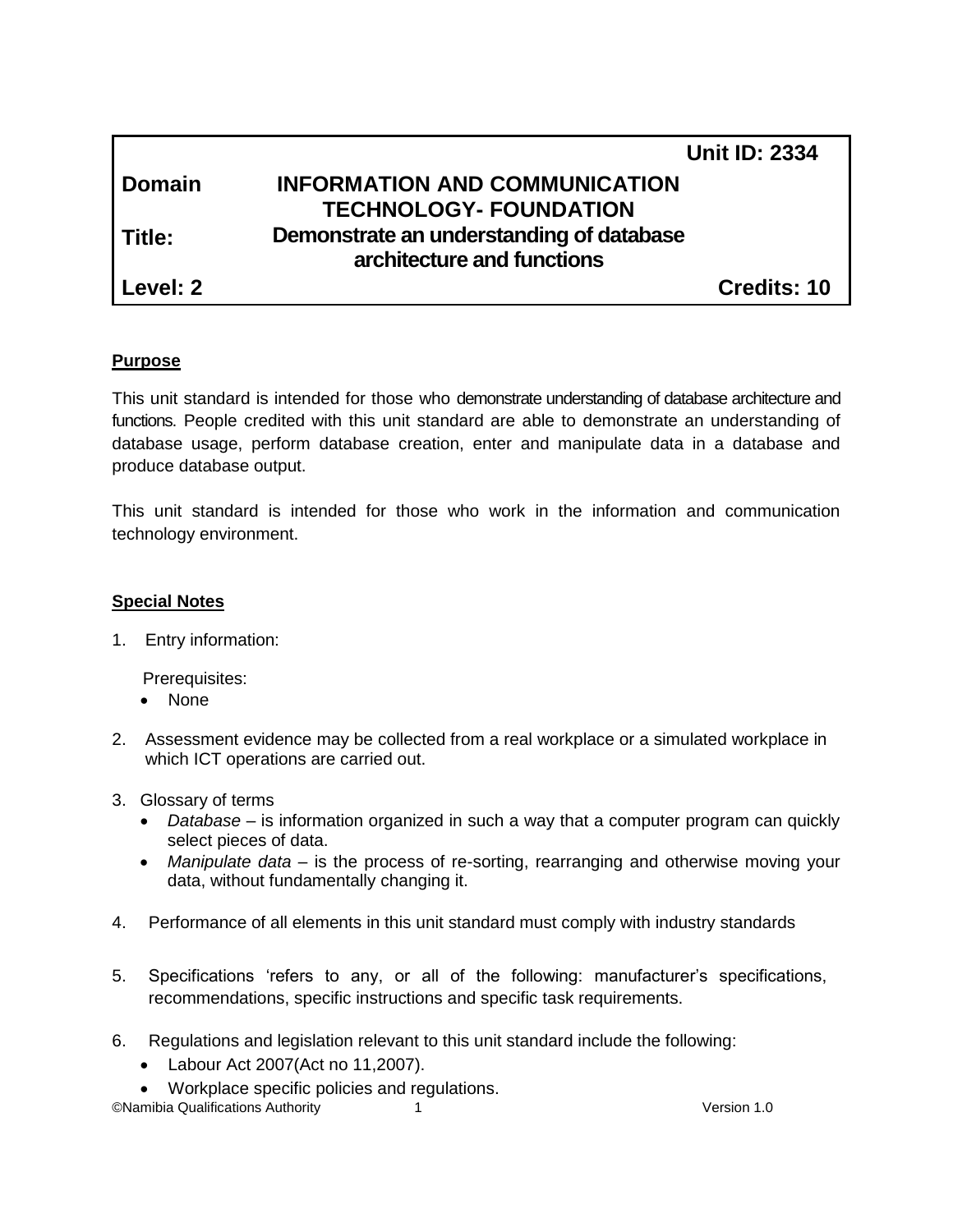| | | Unit ID: 2334 |
|---|---|---|
| **Domain** | **INFORMATION AND COMMUNICATION TECHNOLOGY- FOUNDATION** | |
| **Title:** | **Demonstrate an understanding of database architecture and functions** | |
| **Level: 2** | | **Credits: 10** |

## Purpose

This unit standard is intended for those who demonstrate understanding of database architecture and functions. People credited with this unit standard are able to demonstrate an understanding of database usage, perform database creation, enter and manipulate data in a database and produce database output.

This unit standard is intended for those who work in the information and communication technology environment.

## Special Notes

1. Entry information:

   Prerequisites:
   - None

2. Assessment evidence may be collected from a real workplace or a simulated workplace in which ICT operations are carried out.

3. Glossary of terms
   - *Database* – is information organized in such a way that a computer program can quickly select pieces of data.
   - *Manipulate data* – is the process of re-sorting, rearranging and otherwise moving your data, without fundamentally changing it.

4. Performance of all elements in this unit standard must comply with industry standards

5. Specifications 'refers to any, or all of the following: manufacturer's specifications, recommendations, specific instructions and specific task requirements.

6. Regulations and legislation relevant to this unit standard include the following:
   - Labour Act 2007(Act no 11,2007).
   - Workplace specific policies and regulations.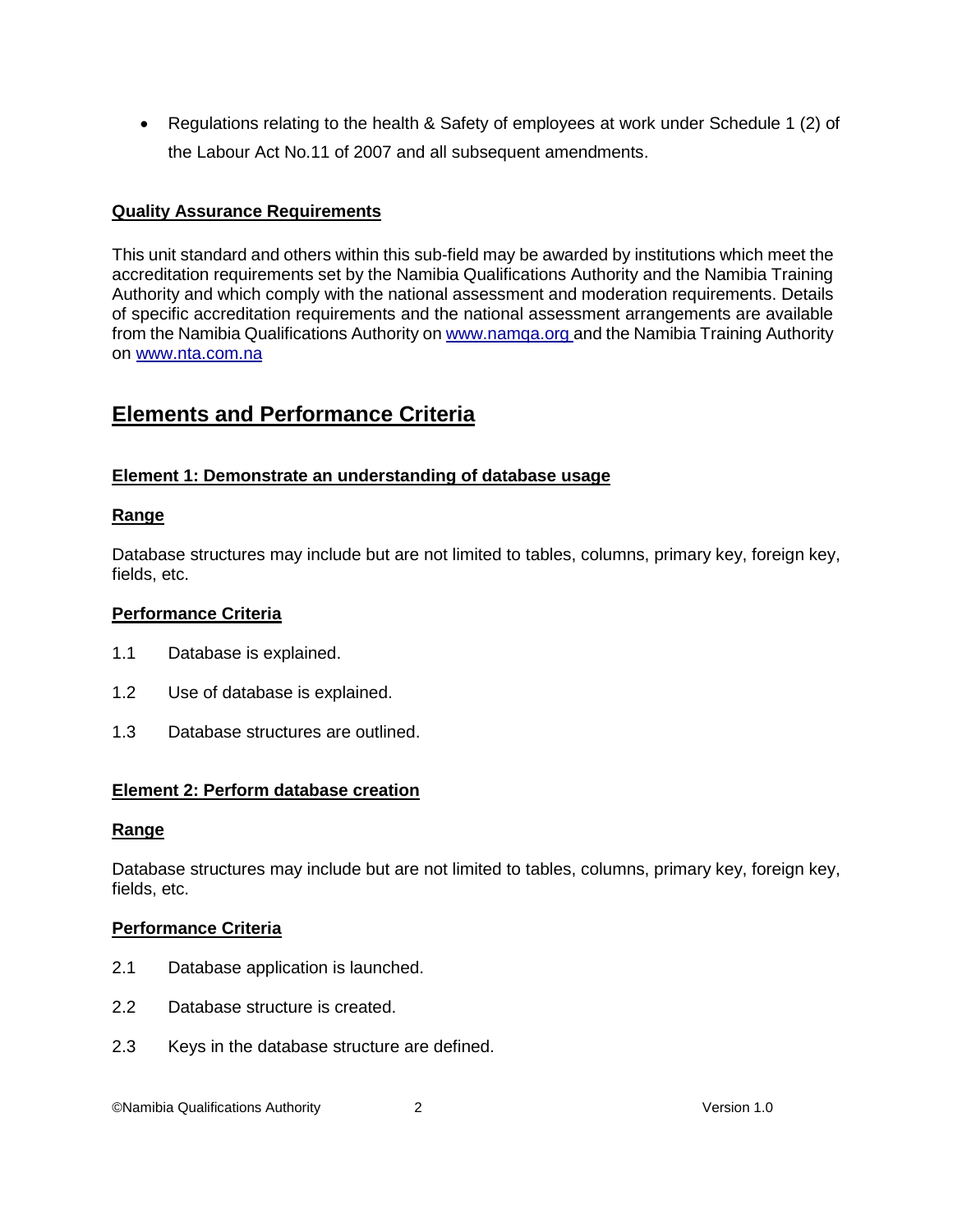- Regulations relating to the health & Safety of employees at work under Schedule 1 (2) of the Labour Act No.11 of 2007 and all subsequent amendments.

**Quality Assurance Requirements**

This unit standard and others within this sub-field may be awarded by institutions which meet the accreditation requirements set by the Namibia Qualifications Authority and the Namibia Training Authority and which comply with the national assessment and moderation requirements. Details of specific accreditation requirements and the national assessment arrangements are available from the Namibia Qualifications Authority on www.namqa.org and the Namibia Training Authority on www.nta.com.na

## Elements and Performance Criteria

### Element 1: Demonstrate an understanding of database usage

**Range**

Database structures may include but are not limited to tables, columns, primary key, foreign key, fields, etc.

**Performance Criteria**

1.1 Database is explained.

1.2 Use of database is explained.

1.3 Database structures are outlined.

### Element 2: Perform database creation

**Range**

Database structures may include but are not limited to tables, columns, primary key, foreign key, fields, etc.

**Performance Criteria**

2.1 Database application is launched.

2.2 Database structure is created.

2.3 Keys in the database structure are defined.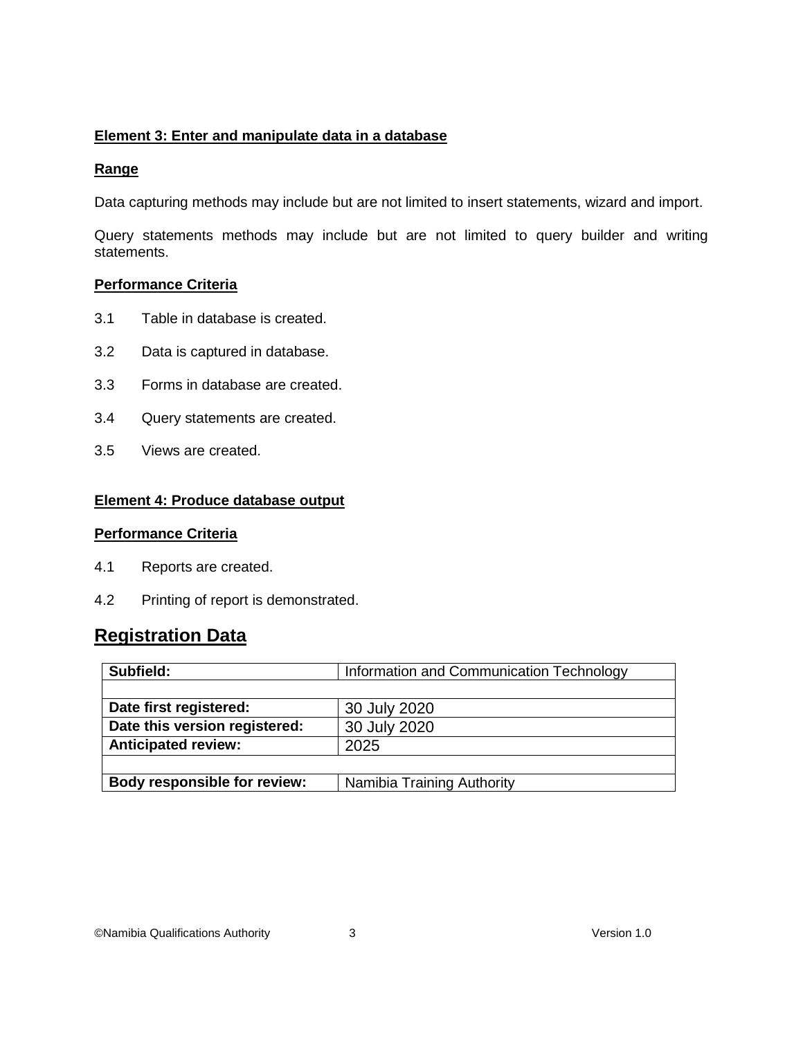**Element 3: Enter and manipulate data in a database**

**Range**

Data capturing methods may include but are not limited to insert statements, wizard and import.

Query statements methods may include but are not limited to query builder and writing statements.

**Performance Criteria**

3.1 Table in database is created.

3.2 Data is captured in database.

3.3 Forms in database are created.

3.4 Query statements are created.

3.5 Views are created.

**Element 4: Produce database output**

**Performance Criteria**

4.1 Reports are created.

4.2 Printing of report is demonstrated.

## Registration Data

| | |
|---|---|
| **Subfield:** | Information and Communication Technology |
| | |
| **Date first registered:** | 30 July 2020 |
| **Date this version registered:** | 30 July 2020 |
| **Anticipated review:** | 2025 |
| | |
| **Body responsible for review:** | Namibia Training Authority |